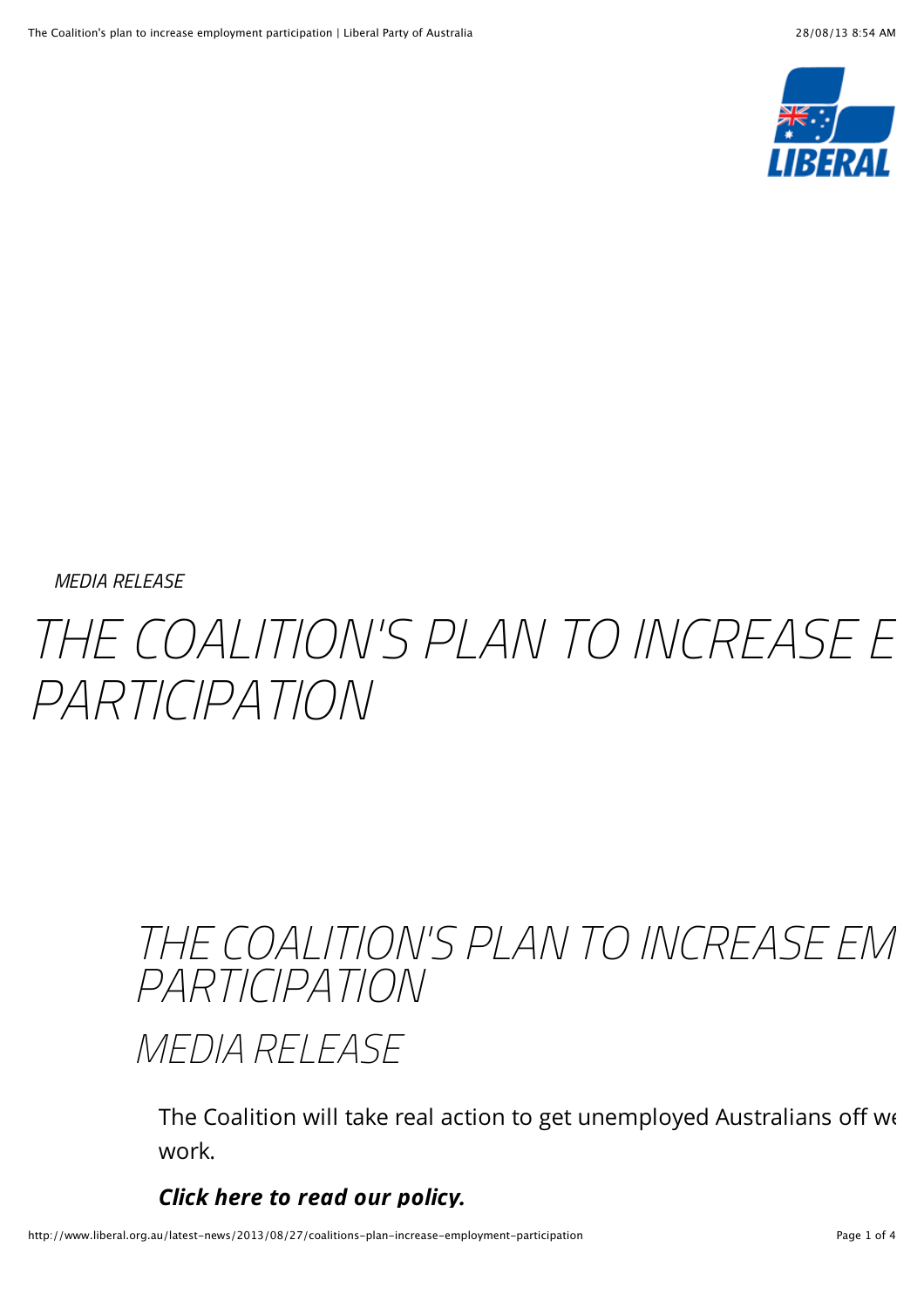*MEDIA RELEASE*

# THE COALITION'S PLAN TO INCREASE E PARTICIPATION

## THE COALITION'S PLAN TO INCREASE EM PARTICIPATION

## MEDIA RELEASE

The Coalition will take real action to get unemployed Australians off we work.

***Click here to read our policy.***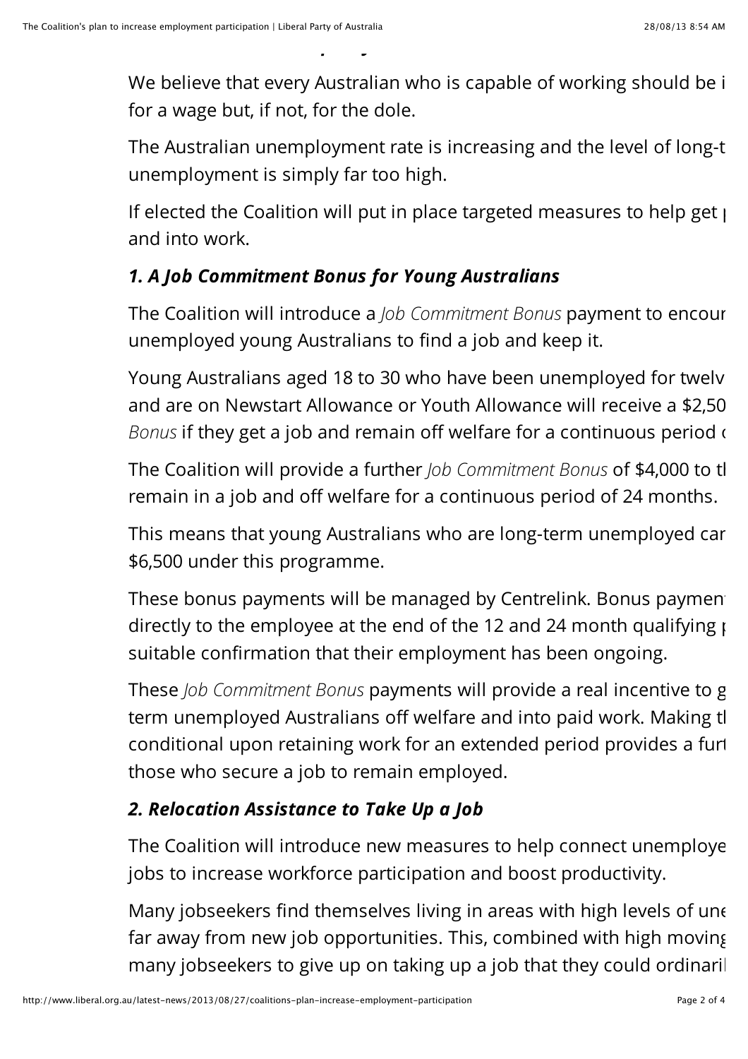We believe that every Australian who is capable of working should be i for a wage but, if not, for the dole.

The Australian unemployment rate is increasing and the level of long-t unemployment is simply far too high.

If elected the Coalition will put in place targeted measures to help get p and into work.

### *1. A Job Commitment Bonus for Young Australians*

The Coalition will introduce a *Job Commitment Bonus* payment to encour unemployed young Australians to find a job and keep it.

Young Australians aged 18 to 30 who have been unemployed for twelv and are on Newstart Allowance or Youth Allowance will receive a $2,50 *Bonus* if they get a job and remain off welfare for a continuous period o

The Coalition will provide a further *Job Commitment Bonus* of $4,000 to th remain in a job and off welfare for a continuous period of 24 months.

This means that young Australians who are long-term unemployed car $6,500 under this programme.

These bonus payments will be managed by Centrelink. Bonus paymen directly to the employee at the end of the 12 and 24 month qualifying p suitable confirmation that their employment has been ongoing.

These *Job Commitment Bonus* payments will provide a real incentive to g term unemployed Australians off welfare and into paid work. Making th conditional upon retaining work for an extended period provides a furt those who secure a job to remain employed.

### *2. Relocation Assistance to Take Up a Job*

The Coalition will introduce new measures to help connect unemploye jobs to increase workforce participation and boost productivity.

Many jobseekers find themselves living in areas with high levels of une far away from new job opportunities. This, combined with high moving many jobseekers to give up on taking up a job that they could ordinaril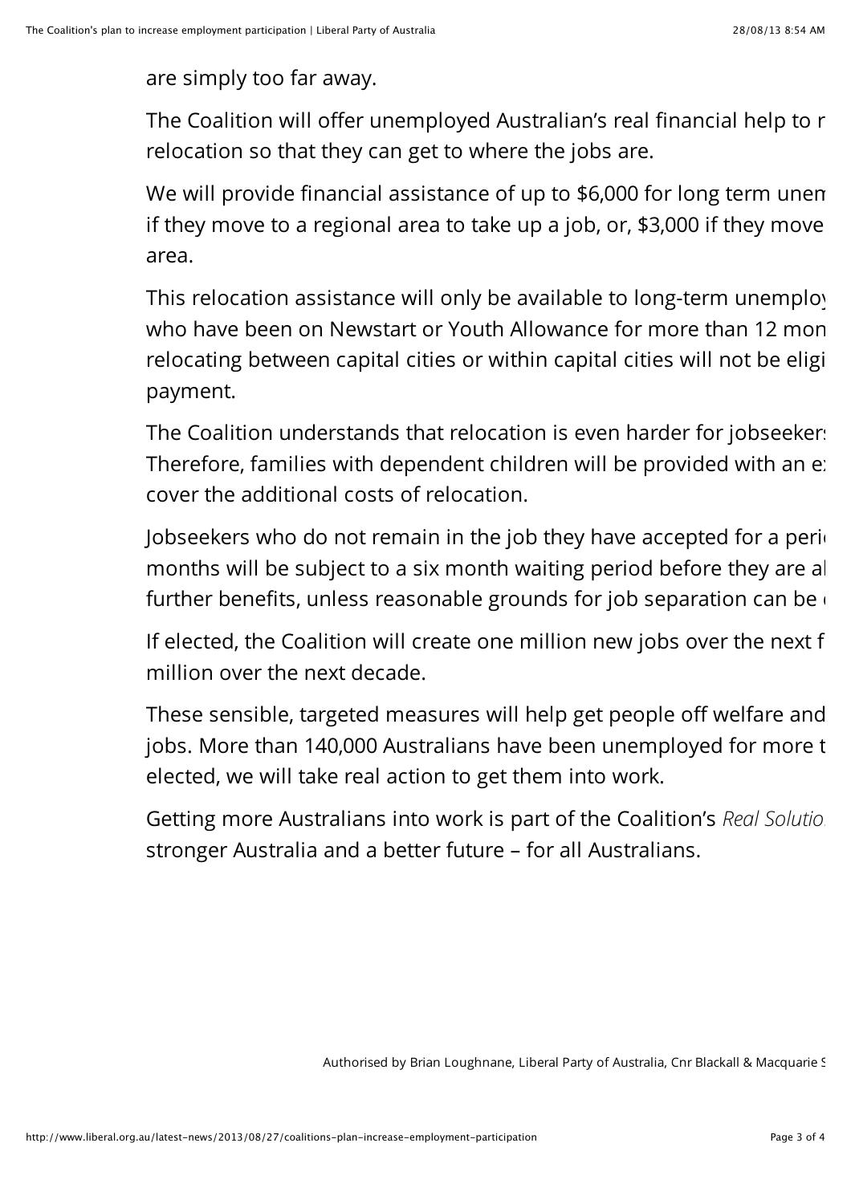are simply too far away.

The Coalition will offer unemployed Australian's real financial help to r relocation so that they can get to where the jobs are.

We will provide financial assistance of up to $6,000 for long term unem if they move to a regional area to take up a job, or, $3,000 if they move area.

This relocation assistance will only be available to long-term unemploy who have been on Newstart or Youth Allowance for more than 12 mon relocating between capital cities or within capital cities will not be eligi payment.

The Coalition understands that relocation is even harder for jobseekers Therefore, families with dependent children will be provided with an ex cover the additional costs of relocation.

Jobseekers who do not remain in the job they have accepted for a peri months will be subject to a six month waiting period before they are al further benefits, unless reasonable grounds for job separation can be

If elected, the Coalition will create one million new jobs over the next f million over the next decade.

These sensible, targeted measures will help get people off welfare and jobs. More than 140,000 Australians have been unemployed for more t elected, we will take real action to get them into work.

Getting more Australians into work is part of the Coalition's *Real Solutio* stronger Australia and a better future – for all Australians.

Authorised by Brian Loughnane, Liberal Party of Australia, Cnr Blackall & Macquarie S